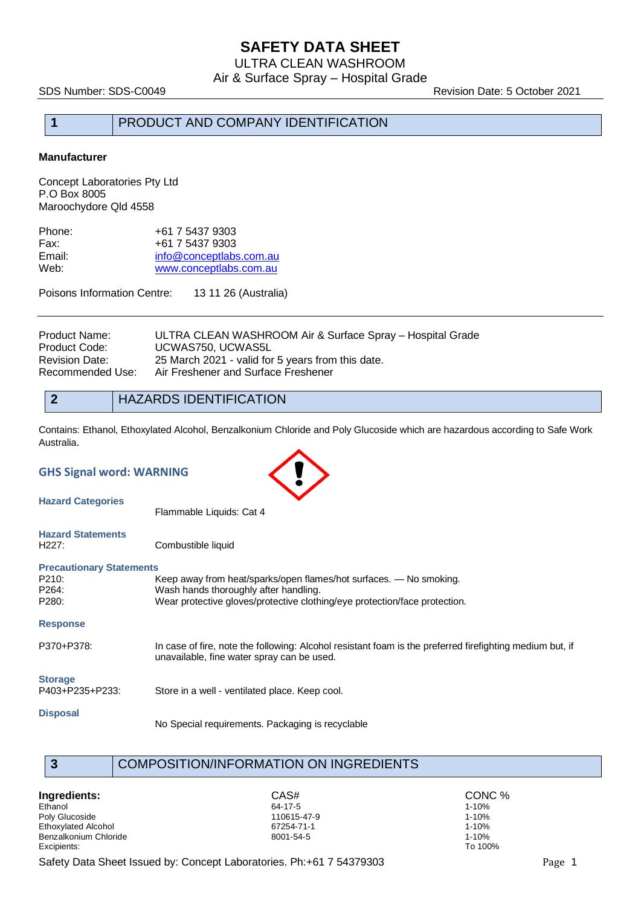# SAFETY DATA SHEET

ULTRA CLEAN WASHROOM

Air & Surface Spray – Hospital Grade

SDS Number: SDS-C0049 Revision Date: 5 October 2021

## 1 PRODUCT AND COMPANY IDENTIFICATION

**Manufacturer**

Concept Laboratories Pty Ltd
P.O Box 8005
Maroochydore Qld 4558

| | |
|---|---|
| Phone: | +61 7 5437 9303 |
| Fax: | +61 7 5437 9303 |
| Email: | info@conceptlabs.com.au |
| Web: | www.conceptlabs.com.au |

Poisons Information Centre: 13 11 26 (Australia)

| | |
|---|---|
| Product Name: | ULTRA CLEAN WASHROOM Air & Surface Spray – Hospital Grade |
| Product Code: | UCWAS750, UCWAS5L |
| Revision Date: | 25 March 2021 - valid for 5 years from this date. |
| Recommended Use: | Air Freshener and Surface Freshener |

## 2 HAZARDS IDENTIFICATION

Contains: Ethanol, Ethoxylated Alcohol, Benzalkonium Chloride and Poly Glucoside which are hazardous according to Safe Work Australia.

**GHS Signal word: WARNING**

**Hazard Categories**

Flammable Liquids: Cat 4

**Hazard Statements**

H227: Combustible liquid

**Precautionary Statements**

| | |
|---|---|
| P210: | Keep away from heat/sparks/open flames/hot surfaces. — No smoking. |
| P264: | Wash hands thoroughly after handling. |
| P280: | Wear protective gloves/protective clothing/eye protection/face protection. |

**Response**

P370+P378: In case of fire, note the following: Alcohol resistant foam is the preferred firefighting medium but, if unavailable, fine water spray can be used.

**Storage**

P403+P235+P233: Store in a well - ventilated place. Keep cool.

**Disposal**

No Special requirements. Packaging is recyclable

## 3 COMPOSITION/INFORMATION ON INGREDIENTS

| Ingredients: | CAS# | CONC % |
|---|---|---|
| Ethanol | 64-17-5 | 1-10% |
| Poly Glucoside | 110615-47-9 | 1-10% |
| Ethoxylated Alcohol | 67254-71-1 | 1-10% |
| Benzalkonium Chloride | 8001-54-5 | 1-10% |
| Excipients: | | To 100% |

Safety Data Sheet Issued by: Concept Laboratories. Ph:+61 7 54379303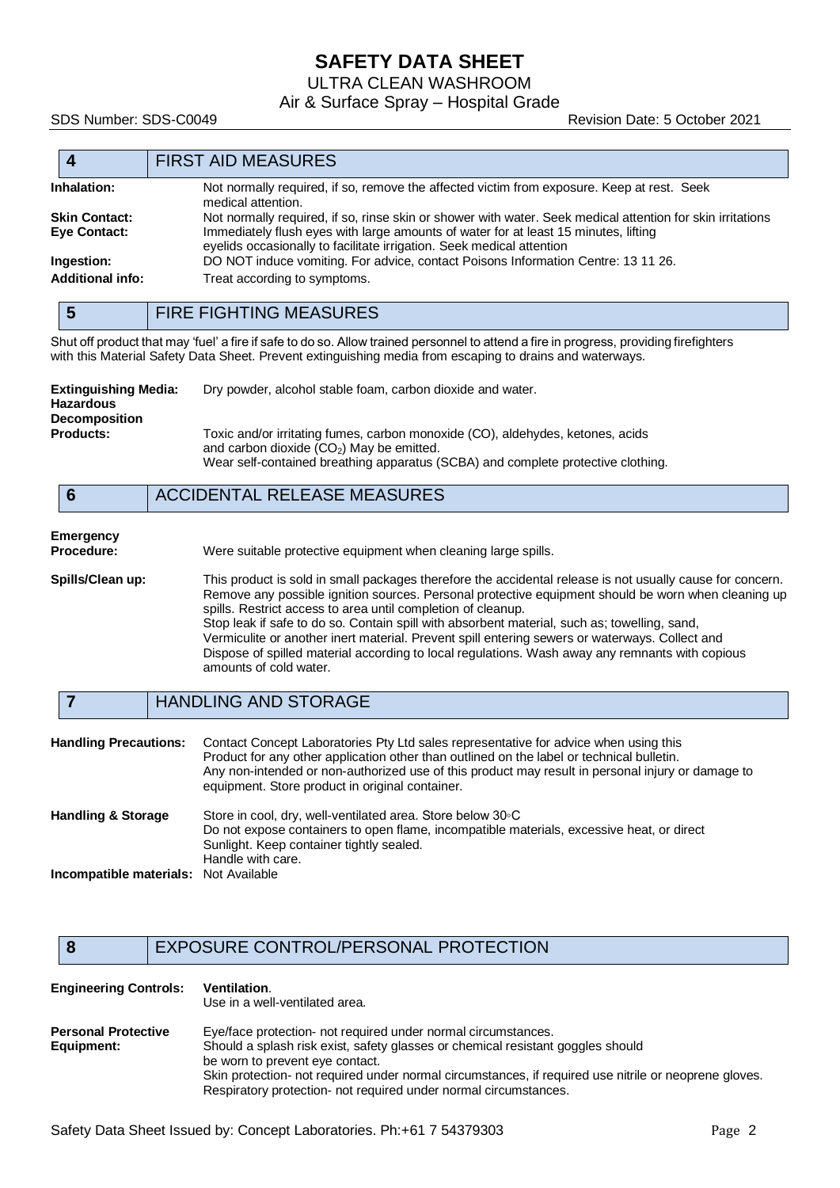## 4 FIRST AID MEASURES

**Inhalation:** Not normally required, if so, remove the affected victim from exposure. Keep at rest. Seek medical attention.

**Skin Contact:** Not normally required, if so, rinse skin or shower with water. Seek medical attention for skin irritations

**Eye Contact:** Immediately flush eyes with large amounts of water for at least 15 minutes, lifting eyelids occasionally to facilitate irrigation. Seek medical attention

**Ingestion:** DO NOT induce vomiting. For advice, contact Poisons Information Centre: 13 11 26.

**Additional info:** Treat according to symptoms.

## 5 FIRE FIGHTING MEASURES

Shut off product that may 'fuel' a fire if safe to do so. Allow trained personnel to attend a fire in progress, providing firefighters with this Material Safety Data Sheet. Prevent extinguishing media from escaping to drains and waterways.

**Extinguishing Media:** Dry powder, alcohol stable foam, carbon dioxide and water.

**Hazardous Decomposition Products:** Toxic and/or irritating fumes, carbon monoxide (CO), aldehydes, ketones, acids and carbon dioxide ($CO_2$) May be emitted.
Wear self-contained breathing apparatus (SCBA) and complete protective clothing.

## 6 ACCIDENTAL RELEASE MEASURES

**Emergency Procedure:** Were suitable protective equipment when cleaning large spills.

**Spills/Clean up:** This product is sold in small packages therefore the accidental release is not usually cause for concern. Remove any possible ignition sources. Personal protective equipment should be worn when cleaning up spills. Restrict access to area until completion of cleanup.
Stop leak if safe to do so. Contain spill with absorbent material, such as; towelling, sand, Vermiculite or another inert material. Prevent spill entering sewers or waterways. Collect and Dispose of spilled material according to local regulations. Wash away any remnants with copious amounts of cold water.

## 7 HANDLING AND STORAGE

**Handling Precautions:** Contact Concept Laboratories Pty Ltd sales representative for advice when using this Product for any other application other than outlined on the label or technical bulletin.
Any non-intended or non-authorized use of this product may result in personal injury or damage to equipment. Store product in original container.

**Handling & Storage** Store in cool, dry, well-ventilated area. Store below 30◦C
Do not expose containers to open flame, incompatible materials, excessive heat, or direct Sunlight. Keep container tightly sealed.
Handle with care.

**Incompatible materials:** Not Available

## 8 EXPOSURE CONTROL/PERSONAL PROTECTION

**Engineering Controls:** **Ventilation**.
Use in a well-ventilated area.

**Personal Protective Equipment:** Eye/face protection- not required under normal circumstances.
Should a splash risk exist, safety glasses or chemical resistant goggles should be worn to prevent eye contact.
Skin protection- not required under normal circumstances, if required use nitrile or neoprene gloves.
Respiratory protection- not required under normal circumstances.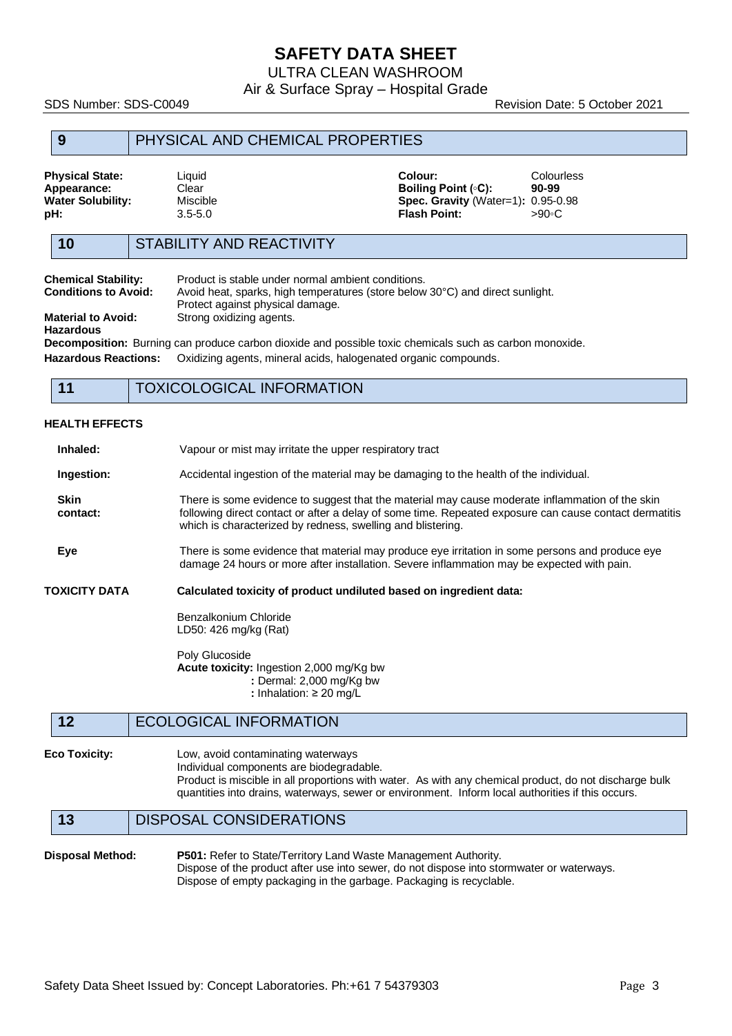# SAFETY DATA SHEET

ULTRA CLEAN WASHROOM

Air & Surface Spray – Hospital Grade

SDS Number: SDS-C0049 Revision Date: 5 October 2021

## 9 PHYSICAL AND CHEMICAL PROPERTIES

| | | | |
|---|---|---|---|
| **Physical State:** | Liquid | **Colour:** | Colourless |
| **Appearance:** | Clear | **Boiling Point (◦C):** | **90-99** |
| **Water Solubility:** | Miscible | **Spec. Gravity** (Water=1)**:** | 0.95-0.98 |
| **pH:** | 3.5-5.0 | **Flash Point:** | >90◦C |

## 10 STABILITY AND REACTIVITY

**Chemical Stability:** Product is stable under normal ambient conditions.

**Conditions to Avoid:** Avoid heat, sparks, high temperatures (store below 30°C) and direct sunlight. Protect against physical damage.

**Material to Avoid:** Strong oxidizing agents.

**Hazardous Decomposition:** Burning can produce carbon dioxide and possible toxic chemicals such as carbon monoxide.

**Hazardous Reactions:** Oxidizing agents, mineral acids, halogenated organic compounds.

## 11 TOXICOLOGICAL INFORMATION

**HEALTH EFFECTS**

**Inhaled:** Vapour or mist may irritate the upper respiratory tract

**Ingestion:** Accidental ingestion of the material may be damaging to the health of the individual.

**Skin contact:** There is some evidence to suggest that the material may cause moderate inflammation of the skin following direct contact or after a delay of some time. Repeated exposure can cause contact dermatitis which is characterized by redness, swelling and blistering.

**Eye** There is some evidence that material may produce eye irritation in some persons and produce eye damage 24 hours or more after installation. Severe inflammation may be expected with pain.

**TOXICITY DATA** **Calculated toxicity of product undiluted based on ingredient data:**

Benzalkonium Chloride
LD50: 426 mg/kg (Rat)

Poly Glucoside
**Acute toxicity:** Ingestion 2,000 mg/Kg bw
**:** Dermal: 2,000 mg/Kg bw
**:** Inhalation: ≥ 20 mg/L

## 12 ECOLOGICAL INFORMATION

**Eco Toxicity:** Low, avoid contaminating waterways
Individual components are biodegradable.
Product is miscible in all proportions with water. As with any chemical product, do not discharge bulk quantities into drains, waterways, sewer or environment. Inform local authorities if this occurs.

## 13 DISPOSAL CONSIDERATIONS

**Disposal Method:** **P501:** Refer to State/Territory Land Waste Management Authority.
Dispose of the product after use into sewer, do not dispose into stormwater or waterways.
Dispose of empty packaging in the garbage. Packaging is recyclable.

Safety Data Sheet Issued by: Concept Laboratories. Ph:+61 7 54379303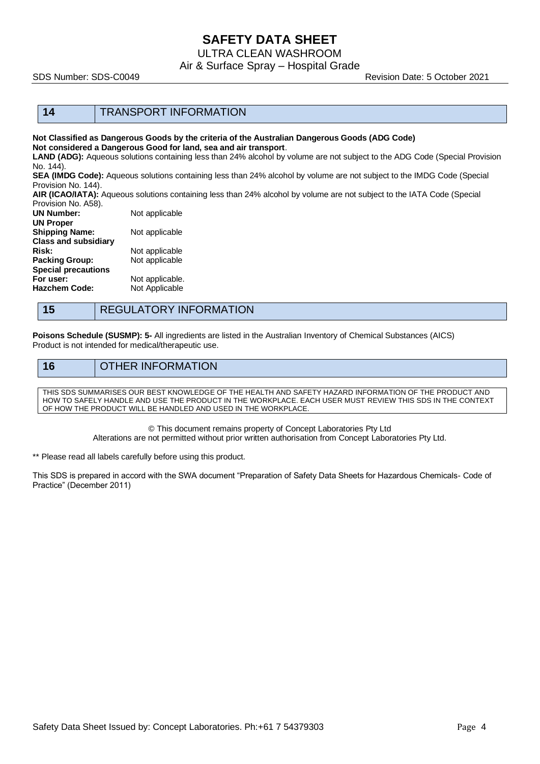## 14 TRANSPORT INFORMATION

**Not Classified as Dangerous Goods by the criteria of the Australian Dangerous Goods (ADG Code)**
**Not considered a Dangerous Good for land, sea and air transport**.

**LAND (ADG):** Aqueous solutions containing less than 24% alcohol by volume are not subject to the ADG Code (Special Provision No. 144).

**SEA (IMDG Code):** Aqueous solutions containing less than 24% alcohol by volume are not subject to the IMDG Code (Special Provision No. 144).

**AIR (ICAO/IATA):** Aqueous solutions containing less than 24% alcohol by volume are not subject to the IATA Code (Special Provision No. A58).

| | |
|---|---|
| **UN Number:** | Not applicable |
| **UN Proper Shipping Name:** | Not applicable |
| **Class and subsidiary Risk:** | Not applicable |
| **Packing Group:** | Not applicable |
| **Special precautions For user:** | Not applicable. |
| **Hazchem Code:** | Not Applicable |

## 15 REGULATORY INFORMATION

**Poisons Schedule (SUSMP): 5-** All ingredients are listed in the Australian Inventory of Chemical Substances (AICS)
Product is not intended for medical/therapeutic use.

## 16 OTHER INFORMATION

THIS SDS SUMMARISES OUR BEST KNOWLEDGE OF THE HEALTH AND SAFETY HAZARD INFORMATION OF THE PRODUCT AND HOW TO SAFELY HANDLE AND USE THE PRODUCT IN THE WORKPLACE. EACH USER MUST REVIEW THIS SDS IN THE CONTEXT OF HOW THE PRODUCT WILL BE HANDLED AND USED IN THE WORKPLACE.

© This document remains property of Concept Laboratories Pty Ltd
Alterations are not permitted without prior written authorisation from Concept Laboratories Pty Ltd.

** Please read all labels carefully before using this product.

This SDS is prepared in accord with the SWA document "Preparation of Safety Data Sheets for Hazardous Chemicals- Code of Practice" (December 2011)